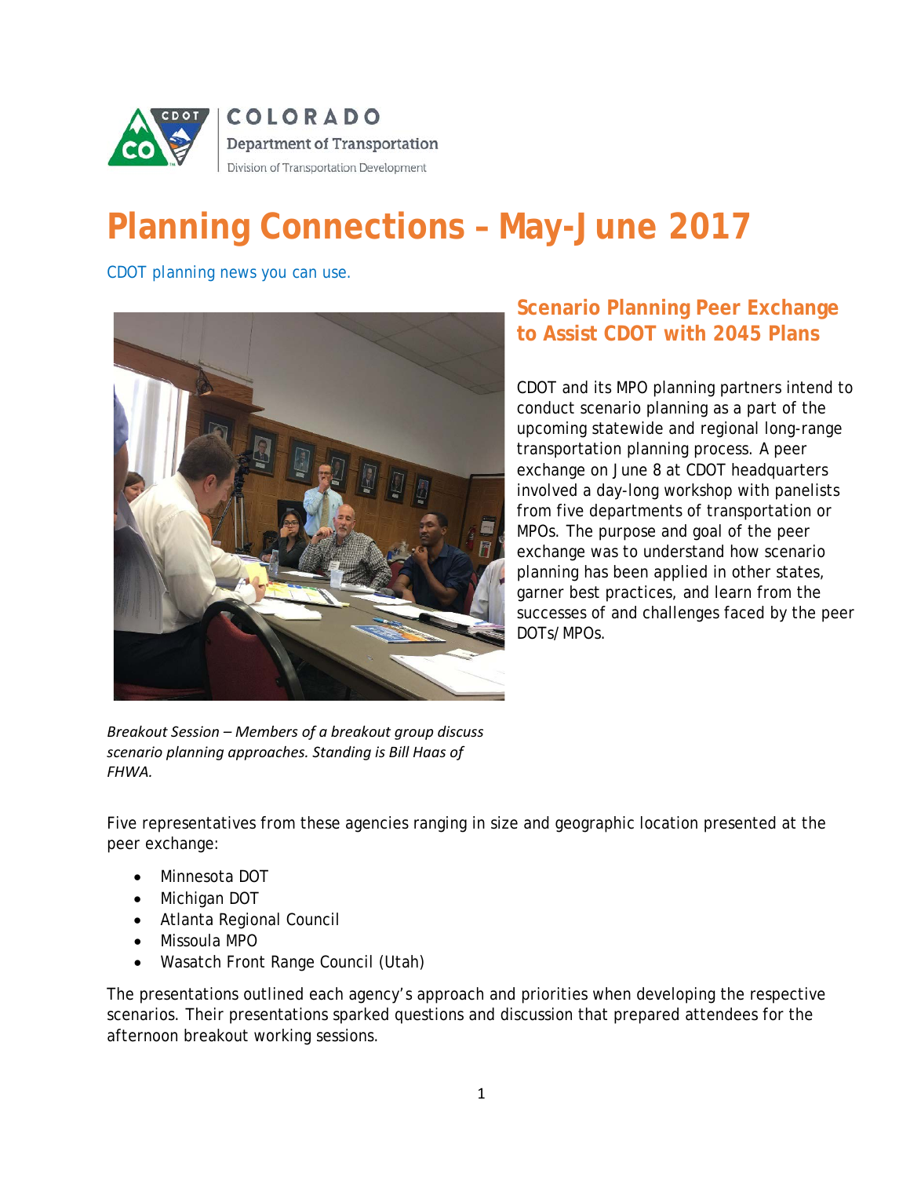COLORADO

Department of Transportation

Division of Transportation Development

# Planning Connections – May-June 2017

CDOT planning news you can use.

## Scenario Planning Peer Exchange to Assist CDOT with 2045 Plans

CDOT and its MPO planning partners intend to conduct scenario planning as a part of the upcoming statewide and regional long-range transportation planning process. A peer exchange on June 8 at CDOT headquarters involved a day-long workshop with panelists from five departments of transportation or MPOs. The purpose and goal of the peer exchange was to understand how scenario planning has been applied in other states, garner best practices, and learn from the successes of and challenges faced by the peer DOTs/MPOs.

*Breakout Session – Members of a breakout group discuss scenario planning approaches. Standing is Bill Haas of FHWA.*

Five representatives from these agencies ranging in size and geographic location presented at the peer exchange:

- Minnesota DOT
- Michigan DOT
- Atlanta Regional Council
- Missoula MPO
- Wasatch Front Range Council (Utah)

The presentations outlined each agency's approach and priorities when developing the respective scenarios. Their presentations sparked questions and discussion that prepared attendees for the afternoon breakout working sessions.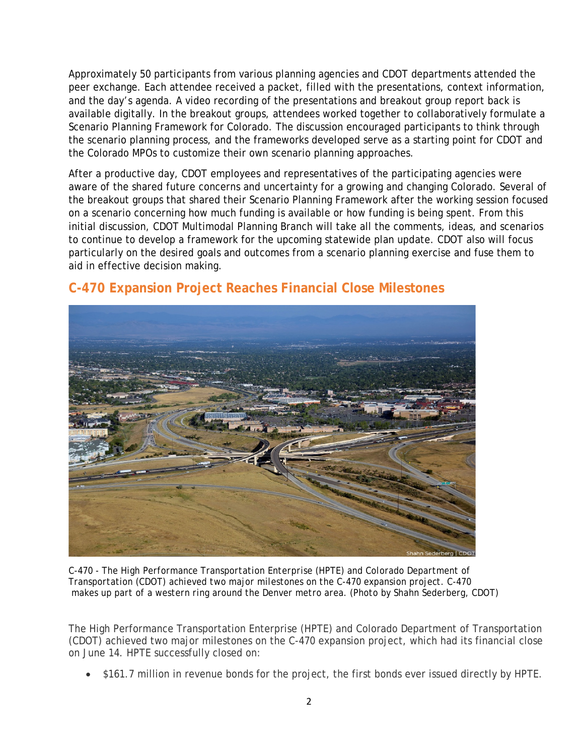Approximately 50 participants from various planning agencies and CDOT departments attended the peer exchange. Each attendee received a packet, filled with the presentations, context information, and the day's agenda. A video recording of the presentations and breakout group report back is available digitally. In the breakout groups, attendees worked together to collaboratively formulate a Scenario Planning Framework for Colorado. The discussion encouraged participants to think through the scenario planning process, and the frameworks developed serve as a starting point for CDOT and the Colorado MPOs to customize their own scenario planning approaches.

After a productive day, CDOT employees and representatives of the participating agencies were aware of the shared future concerns and uncertainty for a growing and changing Colorado. Several of the breakout groups that shared their Scenario Planning Framework after the working session focused on a scenario concerning how much funding is available or how funding is being spent. From this initial discussion, CDOT Multimodal Planning Branch will take all the comments, ideas, and scenarios to continue to develop a framework for the upcoming statewide plan update. CDOT also will focus particularly on the desired goals and outcomes from a scenario planning exercise and fuse them to aid in effective decision making.

## C-470 Expansion Project Reaches Financial Close Milestones

C-470 - The High Performance Transportation Enterprise (HPTE) and Colorado Department of Transportation (CDOT) achieved two major milestones on the C-470 expansion project. C-470 makes up part of a western ring around the Denver metro area. (Photo by Shahn Sederberg, CDOT)

The High Performance Transportation Enterprise (HPTE) and Colorado Department of Transportation (CDOT) achieved two major milestones on the C-470 expansion project, which had its financial close on June 14. HPTE successfully closed on:

- $161.7 million in revenue bonds for the project, the first bonds ever issued directly by HPTE.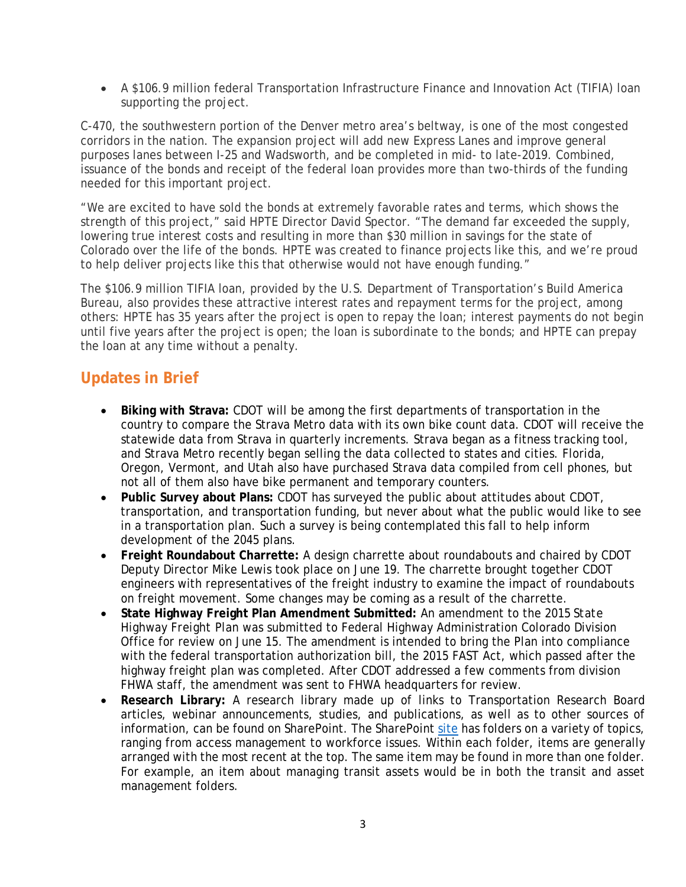- A $106.9 million federal Transportation Infrastructure Finance and Innovation Act (TIFIA) loan supporting the project.

C-470, the southwestern portion of the Denver metro area's beltway, is one of the most congested corridors in the nation. The expansion project will add new Express Lanes and improve general purposes lanes between I-25 and Wadsworth, and be completed in mid- to late-2019. Combined, issuance of the bonds and receipt of the federal loan provides more than two-thirds of the funding needed for this important project.

"We are excited to have sold the bonds at extremely favorable rates and terms, which shows the strength of this project," said HPTE Director David Spector. "The demand far exceeded the supply, lowering true interest costs and resulting in more than $30 million in savings for the state of Colorado over the life of the bonds. HPTE was created to finance projects like this, and we're proud to help deliver projects like this that otherwise would not have enough funding."

The $106.9 million TIFIA loan, provided by the U.S. Department of Transportation's Build America Bureau, also provides these attractive interest rates and repayment terms for the project, among others: HPTE has 35 years after the project is open to repay the loan; interest payments do not begin until five years after the project is open; the loan is subordinate to the bonds; and HPTE can prepay the loan at any time without a penalty.

## Updates in Brief

- **Biking with Strava:** CDOT will be among the first departments of transportation in the country to compare the Strava Metro data with its own bike count data. CDOT will receive the statewide data from Strava in quarterly increments. Strava began as a fitness tracking tool, and Strava Metro recently began selling the data collected to states and cities. Florida, Oregon, Vermont, and Utah also have purchased Strava data compiled from cell phones, but not all of them also have bike permanent and temporary counters.
- **Public Survey about Plans:** CDOT has surveyed the public about attitudes about CDOT, transportation, and transportation funding, but never about what the public would like to see in a transportation plan. Such a survey is being contemplated this fall to help inform development of the 2045 plans.
- **Freight Roundabout Charrette:** A design charrette about roundabouts and chaired by CDOT Deputy Director Mike Lewis took place on June 19. The charrette brought together CDOT engineers with representatives of the freight industry to examine the impact of roundabouts on freight movement. Some changes may be coming as a result of the charrette.
- **State Highway Freight Plan Amendment Submitted:** An amendment to the 2015 State Highway Freight Plan was submitted to Federal Highway Administration Colorado Division Office for review on June 15. The amendment is intended to bring the Plan into compliance with the federal transportation authorization bill, the 2015 FAST Act, which passed after the highway freight plan was completed. After CDOT addressed a few comments from division FHWA staff, the amendment was sent to FHWA headquarters for review.
- **Research Library:** A research library made up of links to Transportation Research Board articles, webinar announcements, studies, and publications, as well as to other sources of information, can be found on SharePoint. The SharePoint site has folders on a variety of topics, ranging from access management to workforce issues. Within each folder, items are generally arranged with the most recent at the top. The same item may be found in more than one folder. For example, an item about managing transit assets would be in both the transit and asset management folders.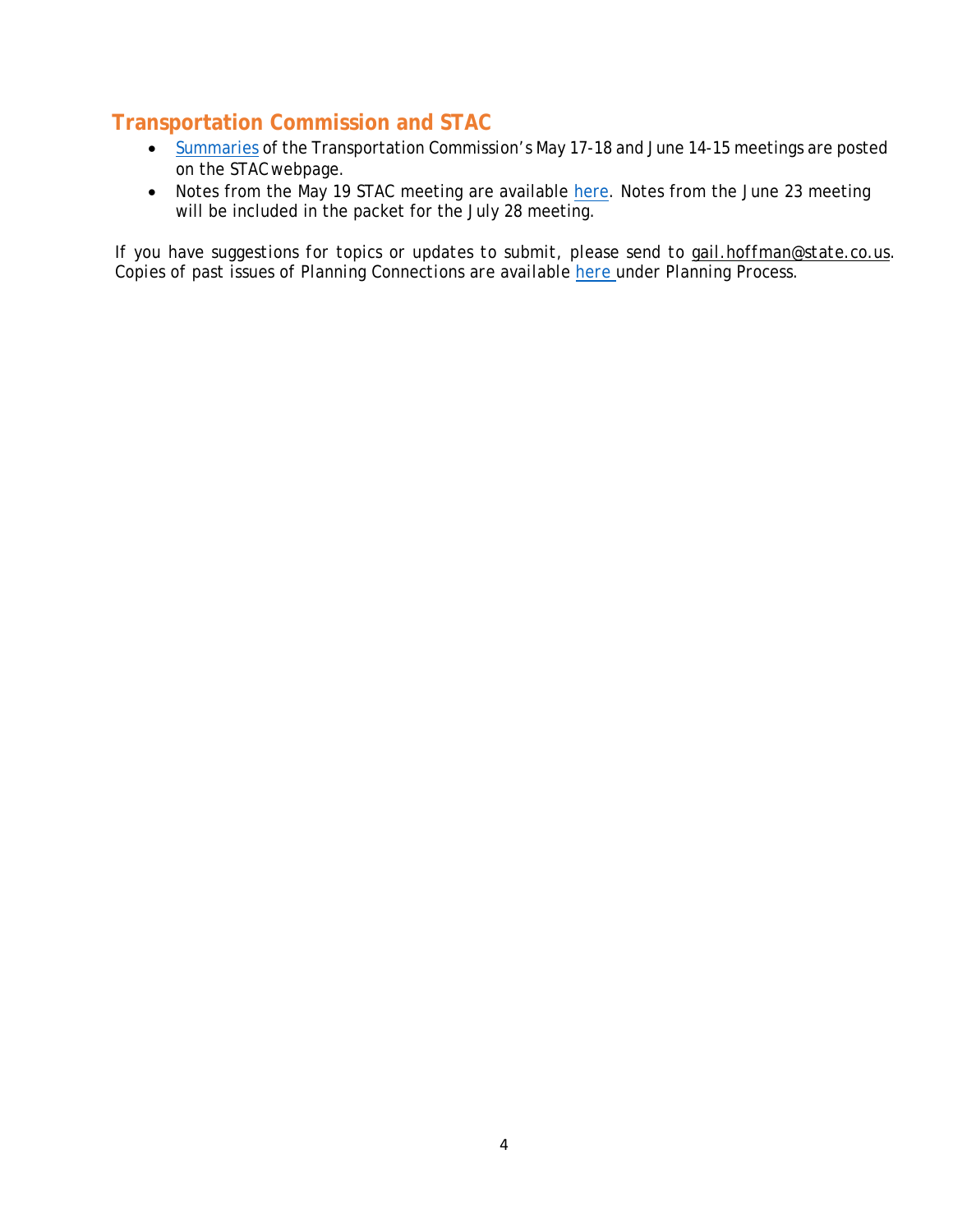## Transportation Commission and STAC

- Summaries of the Transportation Commission's May 17-18 and June 14-15 meetings are posted on the STAC webpage.
- Notes from the May 19 STAC meeting are available here. Notes from the June 23 meeting will be included in the packet for the July 28 meeting.

*If you have suggestions for topics or updates to submit, please send to gail.hoffman@state.co.us. Copies of past issues of Planning Connections are available here under Planning Process.*